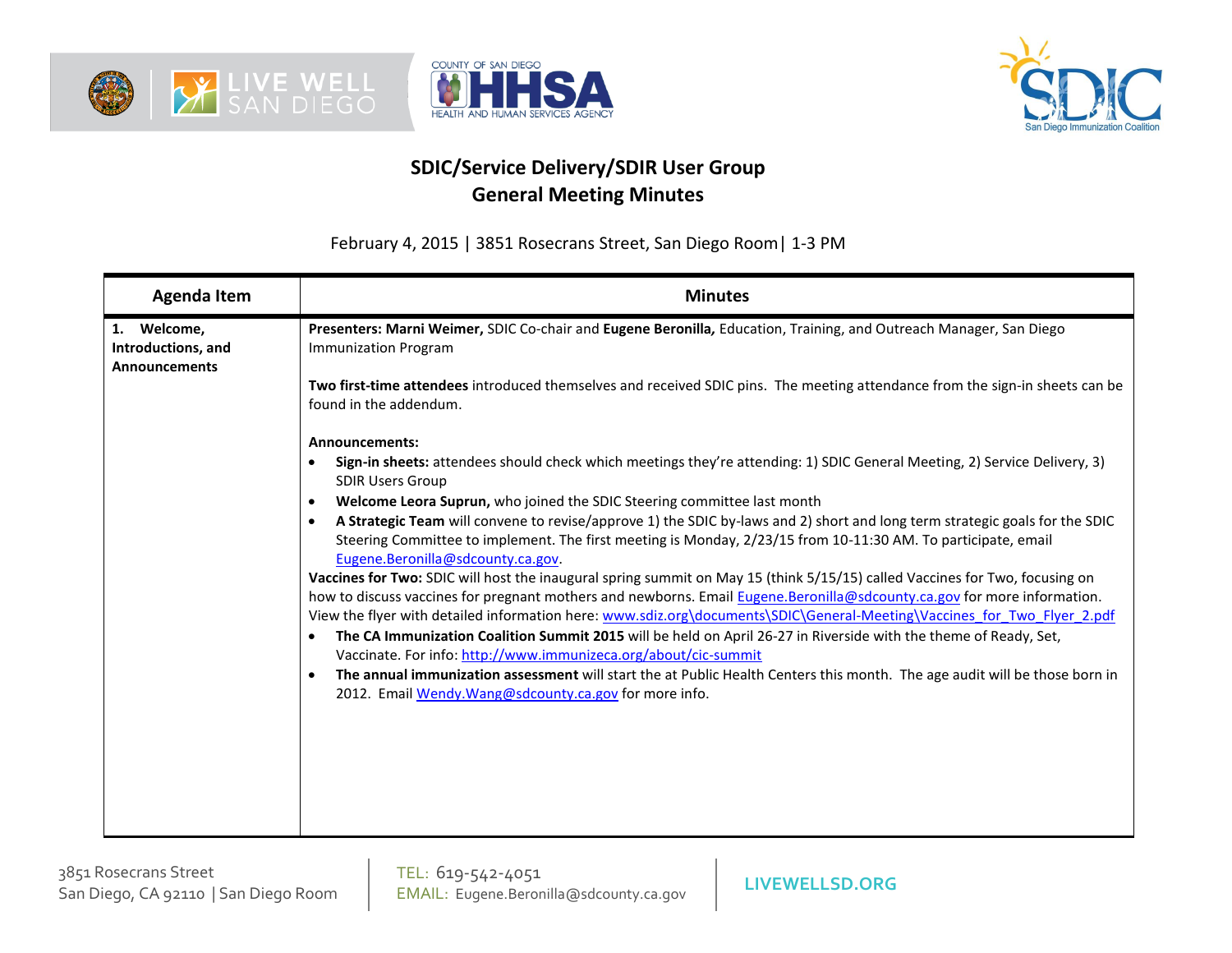# SDIC/Service Delivery/SDIR User Group
## General Meeting Minutes

February 4, 2015 | 3851 Rosecrans Street, San Diego Room| 1-3 PM

| Agenda Item | Minutes |
|---|---|
| **1. Welcome, Introductions, and Announcements** | **Presenters: Marni Weimer,** SDIC Co-chair and **Eugene Beronilla,** Education, Training, and Outreach Manager, San Diego Immunization Program<br><br>**Two first-time attendees** introduced themselves and received SDIC pins. The meeting attendance from the sign-in sheets can be found in the addendum.<br><br>**Announcements:**<br>• **Sign-in sheets:** attendees should check which meetings they're attending: 1) SDIC General Meeting, 2) Service Delivery, 3) SDIR Users Group<br>• **Welcome Leora Suprun,** who joined the SDIC Steering committee last month<br>• **A Strategic Team** will convene to revise/approve 1) the SDIC by-laws and 2) short and long term strategic goals for the SDIC Steering Committee to implement. The first meeting is Monday, 2/23/15 from 10-11:30 AM. To participate, email Eugene.Beronilla@sdcounty.ca.gov.<br>**Vaccines for Two:** SDIC will host the inaugural spring summit on May 15 (think 5/15/15) called Vaccines for Two, focusing on how to discuss vaccines for pregnant mothers and newborns. Email Eugene.Beronilla@sdcounty.ca.gov for more information. View the flyer with detailed information here: www.sdiz.org\documents\SDIC\General-Meeting\Vaccines_for_Two_Flyer_2.pdf<br>• **The CA Immunization Coalition Summit 2015** will be held on April 26-27 in Riverside with the theme of Ready, Set, Vaccinate. For info: http://www.immunizeca.org/about/cic-summit<br>• **The annual immunization assessment** will start the at Public Health Centers this month. The age audit will be those born in 2012. Email Wendy.Wang@sdcounty.ca.gov for more info. |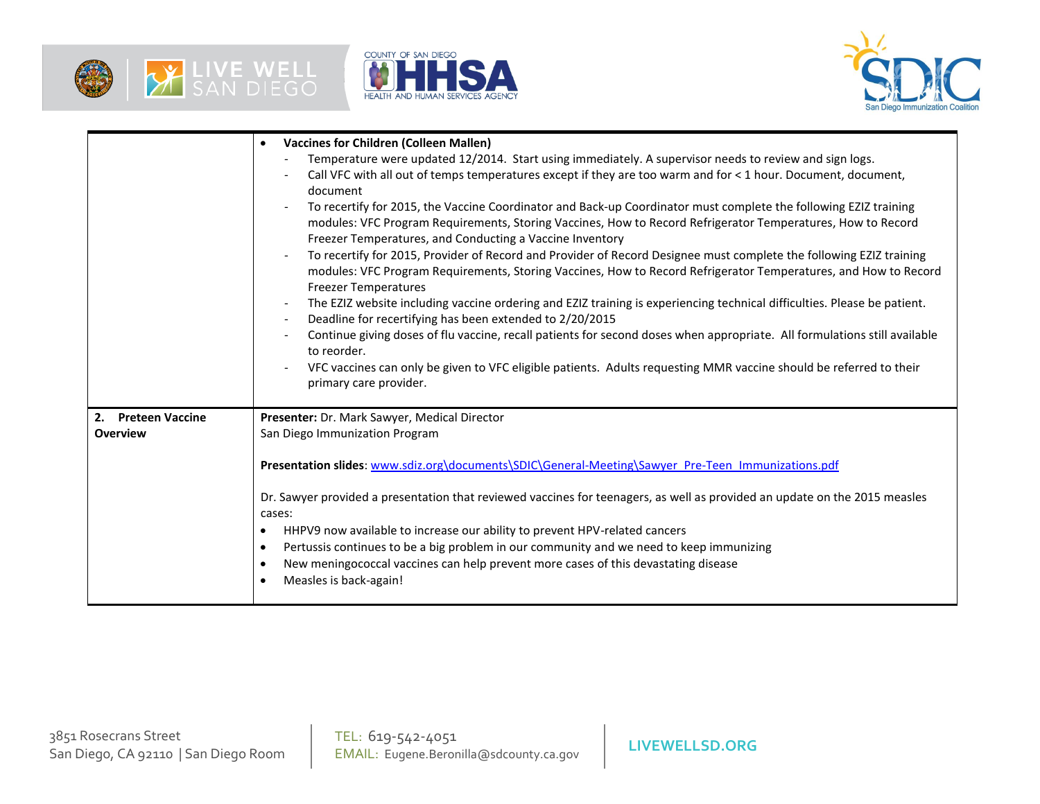|  |  |
| --- | --- |
|  | • **Vaccines for Children (Colleen Mallen)**<br>- Temperature were updated 12/2014. Start using immediately. A supervisor needs to review and sign logs.<br>- Call VFC with all out of temps temperatures except if they are too warm and for < 1 hour. Document, document, document<br>- To recertify for 2015, the Vaccine Coordinator and Back-up Coordinator must complete the following EZIZ training modules: VFC Program Requirements, Storing Vaccines, How to Record Refrigerator Temperatures, How to Record Freezer Temperatures, and Conducting a Vaccine Inventory<br>- To recertify for 2015, Provider of Record and Provider of Record Designee must complete the following EZIZ training modules: VFC Program Requirements, Storing Vaccines, How to Record Refrigerator Temperatures, and How to Record Freezer Temperatures<br>- The EZIZ website including vaccine ordering and EZIZ training is experiencing technical difficulties. Please be patient.<br>- Deadline for recertifying has been extended to 2/20/2015<br>- Continue giving doses of flu vaccine, recall patients for second doses when appropriate. All formulations still available to reorder.<br>- VFC vaccines can only be given to VFC eligible patients. Adults requesting MMR vaccine should be referred to their primary care provider. |
| **2. Preteen Vaccine Overview** | **Presenter:** Dr. Mark Sawyer, Medical Director<br>San Diego Immunization Program<br><br>**Presentation slides**: www.sdiz.org\documents\SDIC\General-Meeting\Sawyer_Pre-Teen_Immunizations.pdf<br><br>Dr. Sawyer provided a presentation that reviewed vaccines for teenagers, as well as provided an update on the 2015 measles cases:<br>• HHPV9 now available to increase our ability to prevent HPV-related cancers<br>• Pertussis continues to be a big problem in our community and we need to keep immunizing<br>• New meningococcal vaccines can help prevent more cases of this devastating disease<br>• Measles is back-again! |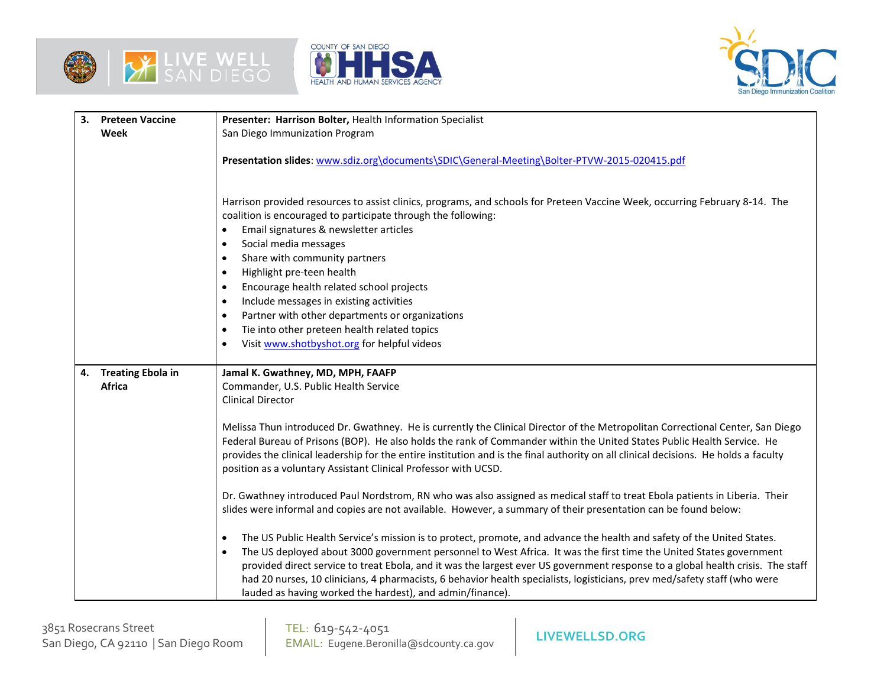| | |
|---|---|
| **3. Preteen Vaccine Week** | **Presenter: Harrison Bolter,** Health Information Specialist<br>San Diego Immunization Program<br><br>**Presentation slides**: www.sdiz.org\documents\SDIC\General-Meeting\Bolter-PTVW-2015-020415.pdf<br><br>Harrison provided resources to assist clinics, programs, and schools for Preteen Vaccine Week, occurring February 8-14. The coalition is encouraged to participate through the following:<br>• Email signatures & newsletter articles<br>• Social media messages<br>• Share with community partners<br>• Highlight pre-teen health<br>• Encourage health related school projects<br>• Include messages in existing activities<br>• Partner with other departments or organizations<br>• Tie into other preteen health related topics<br>• Visit www.shotbyshot.org for helpful videos |
| **4. Treating Ebola in Africa** | **Jamal K. Gwathney, MD, MPH, FAAFP**<br>Commander, U.S. Public Health Service<br>Clinical Director<br><br>Melissa Thun introduced Dr. Gwathney. He is currently the Clinical Director of the Metropolitan Correctional Center, San Diego Federal Bureau of Prisons (BOP). He also holds the rank of Commander within the United States Public Health Service. He provides the clinical leadership for the entire institution and is the final authority on all clinical decisions. He holds a faculty position as a voluntary Assistant Clinical Professor with UCSD.<br><br>Dr. Gwathney introduced Paul Nordstrom, RN who was also assigned as medical staff to treat Ebola patients in Liberia. Their slides were informal and copies are not available. However, a summary of their presentation can be found below:<br><br>• The US Public Health Service's mission is to protect, promote, and advance the health and safety of the United States.<br>• The US deployed about 3000 government personnel to West Africa. It was the first time the United States government provided direct service to treat Ebola, and it was the largest ever US government response to a global health crisis. The staff had 20 nurses, 10 clinicians, 4 pharmacists, 6 behavior health specialists, logisticians, prev med/safety staff (who were lauded as having worked the hardest), and admin/finance). |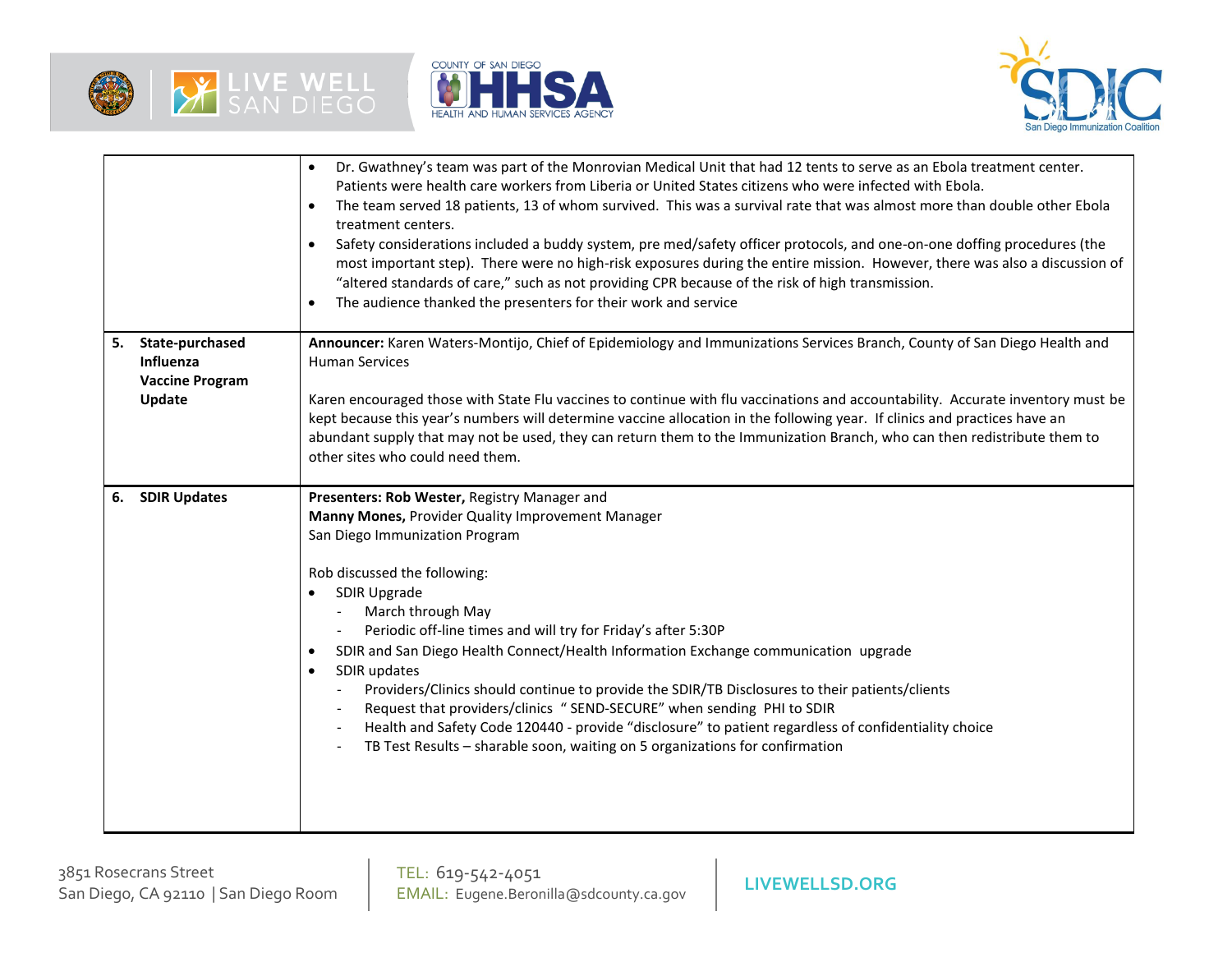| | |
|---|---|
| | • Dr. Gwathney's team was part of the Monrovian Medical Unit that had 12 tents to serve as an Ebola treatment center. Patients were health care workers from Liberia or United States citizens who were infected with Ebola.<br>• The team served 18 patients, 13 of whom survived. This was a survival rate that was almost more than double other Ebola treatment centers.<br>• Safety considerations included a buddy system, pre med/safety officer protocols, and one-on-one doffing procedures (the most important step). There were no high-risk exposures during the entire mission. However, there was also a discussion of "altered standards of care," such as not providing CPR because of the risk of high transmission.<br>• The audience thanked the presenters for their work and service |
| **5. State-purchased Influenza Vaccine Program Update** | **Announcer:** Karen Waters-Montijo, Chief of Epidemiology and Immunizations Services Branch, County of San Diego Health and Human Services<br><br>Karen encouraged those with State Flu vaccines to continue with flu vaccinations and accountability. Accurate inventory must be kept because this year's numbers will determine vaccine allocation in the following year. If clinics and practices have an abundant supply that may not be used, they can return them to the Immunization Branch, who can then redistribute them to other sites who could need them. |
| **6. SDIR Updates** | **Presenters: Rob Wester,** Registry Manager and<br>**Manny Mones,** Provider Quality Improvement Manager<br>San Diego Immunization Program<br><br>Rob discussed the following:<br>• SDIR Upgrade<br>  - March through May<br>  - Periodic off-line times and will try for Friday's after 5:30P<br>• SDIR and San Diego Health Connect/Health Information Exchange communication upgrade<br>• SDIR updates<br>  - Providers/Clinics should continue to provide the SDIR/TB Disclosures to their patients/clients<br>  - Request that providers/clinics " SEND-SECURE" when sending PHI to SDIR<br>  - Health and Safety Code 120440 - provide "disclosure" to patient regardless of confidentiality choice<br>  - TB Test Results – sharable soon, waiting on 5 organizations for confirmation |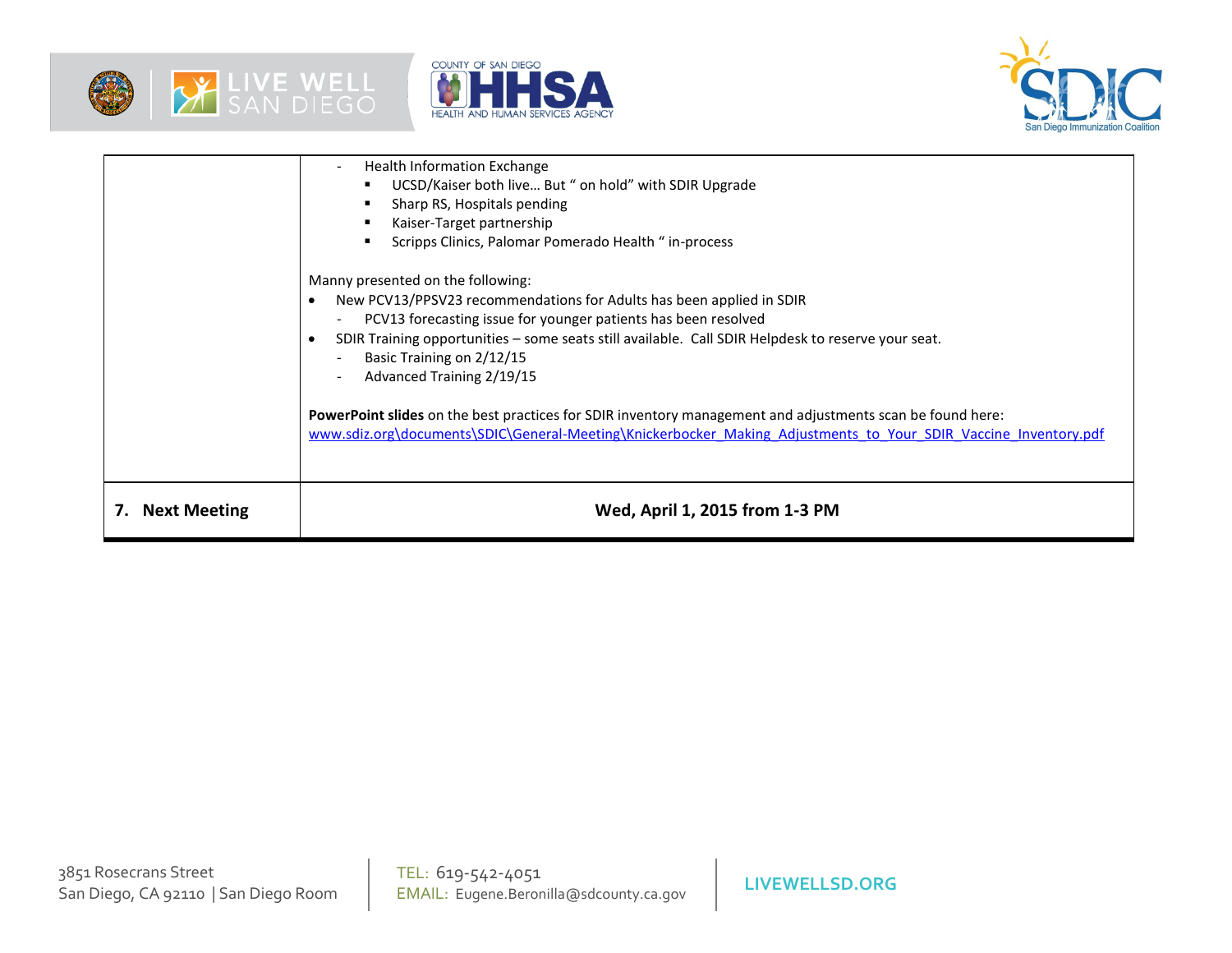|  |  |
|---|---|
|  | - Health Information Exchange<br>  ▪ UCSD/Kaiser both live… But " on hold" with SDIR Upgrade<br>  ▪ Sharp RS, Hospitals pending<br>  ▪ Kaiser-Target partnership<br>  ▪ Scripps Clinics, Palomar Pomerado Health " in-process<br><br>Manny presented on the following:<br>• New PCV13/PPSV23 recommendations for Adults has been applied in SDIR<br>  - PCV13 forecasting issue for younger patients has been resolved<br>• SDIR Training opportunities – some seats still available. Call SDIR Helpdesk to reserve your seat.<br>  - Basic Training on 2/12/15<br>  - Advanced Training 2/19/15<br><br>**PowerPoint slides** on the best practices for SDIR inventory management and adjustments scan be found here:<br>www.sdiz.org\documents\SDIC\General-Meeting\Knickerbocker_Making_Adjustments_to_Your_SDIR_Vaccine_Inventory.pdf |
| **7. Next Meeting** | **Wed, April 1, 2015 from 1-3 PM** |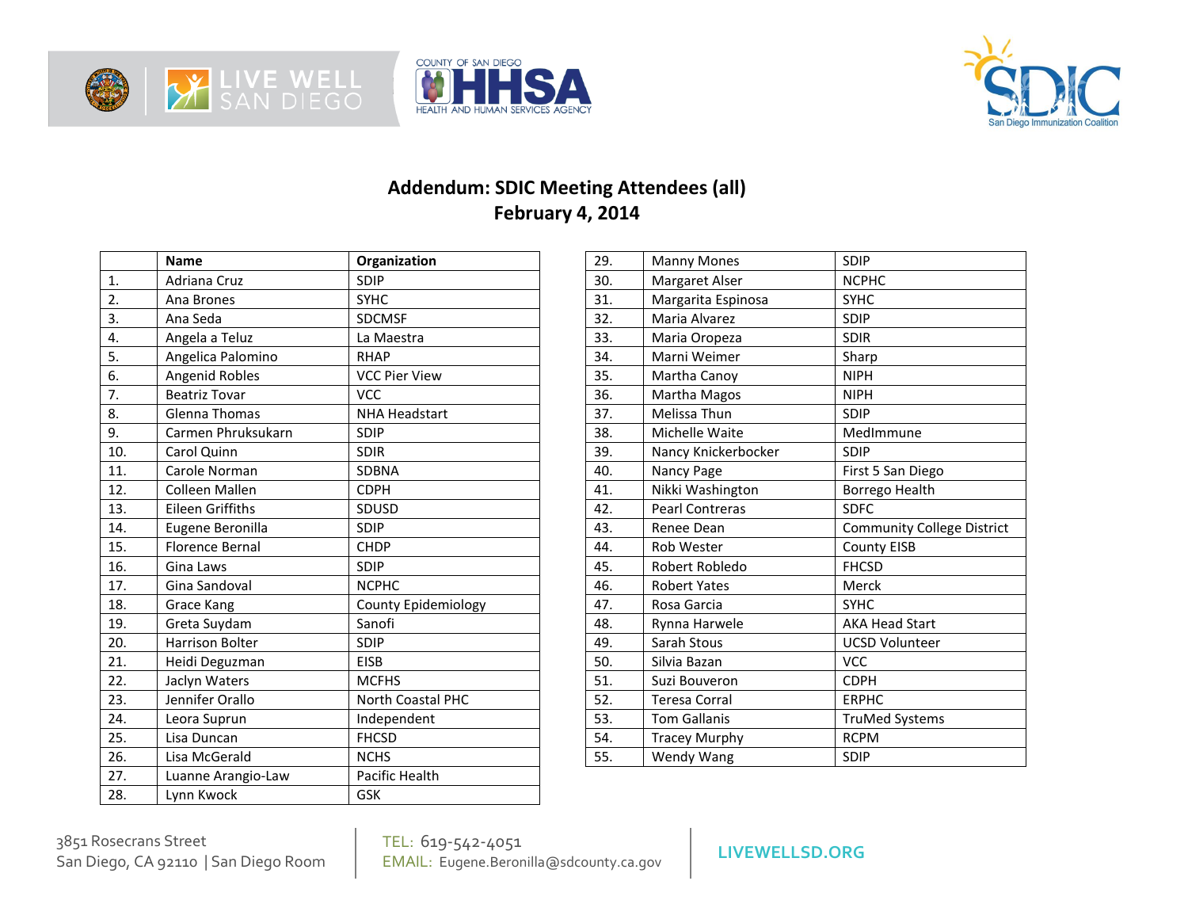## Addendum: SDIC Meeting Attendees (all)
## February 4, 2014

| | Name | Organization |
|---|---|---|
| 1. | Adriana Cruz | SDIP |
| 2. | Ana Brones | SYHC |
| 3. | Ana Seda | SDCMSF |
| 4. | Angela a Teluz | La Maestra |
| 5. | Angelica Palomino | RHAP |
| 6. | Angenid Robles | VCC Pier View |
| 7. | Beatriz Tovar | VCC |
| 8. | Glenna Thomas | NHA Headstart |
| 9. | Carmen Phruksukarn | SDIP |
| 10. | Carol Quinn | SDIR |
| 11. | Carole Norman | SDBNA |
| 12. | Colleen Mallen | CDPH |
| 13. | Eileen Griffiths | SDUSD |
| 14. | Eugene Beronilla | SDIP |
| 15. | Florence Bernal | CHDP |
| 16. | Gina Laws | SDIP |
| 17. | Gina Sandoval | NCPHC |
| 18. | Grace Kang | County Epidemiology |
| 19. | Greta Suydam | Sanofi |
| 20. | Harrison Bolter | SDIP |
| 21. | Heidi Deguzman | EISB |
| 22. | Jaclyn Waters | MCFHS |
| 23. | Jennifer Orallo | North Coastal PHC |
| 24. | Leora Suprun | Independent |
| 25. | Lisa Duncan | FHCSD |
| 26. | Lisa McGerald | NCHS |
| 27. | Luanne Arangio-Law | Pacific Health |
| 28. | Lynn Kwock | GSK |
| 29. | Manny Mones | SDIP |
| 30. | Margaret Alser | NCPHC |
| 31. | Margarita Espinosa | SYHC |
| 32. | Maria Alvarez | SDIP |
| 33. | Maria Oropeza | SDIR |
| 34. | Marni Weimer | Sharp |
| 35. | Martha Canoy | NIPH |
| 36. | Martha Magos | NIPH |
| 37. | Melissa Thun | SDIP |
| 38. | Michelle Waite | MedImmune |
| 39. | Nancy Knickerbocker | SDIP |
| 40. | Nancy Page | First 5 San Diego |
| 41. | Nikki Washington | Borrego Health |
| 42. | Pearl Contreras | SDFC |
| 43. | Renee Dean | Community College District |
| 44. | Rob Wester | County EISB |
| 45. | Robert Robledo | FHCSD |
| 46. | Robert Yates | Merck |
| 47. | Rosa Garcia | SYHC |
| 48. | Rynna Harwele | AKA Head Start |
| 49. | Sarah Stous | UCSD Volunteer |
| 50. | Silvia Bazan | VCC |
| 51. | Suzi Bouveron | CDPH |
| 52. | Teresa Corral | ERPHC |
| 53. | Tom Gallanis | TruMed Systems |
| 54. | Tracey Murphy | RCPM |
| 55. | Wendy Wang | SDIP |